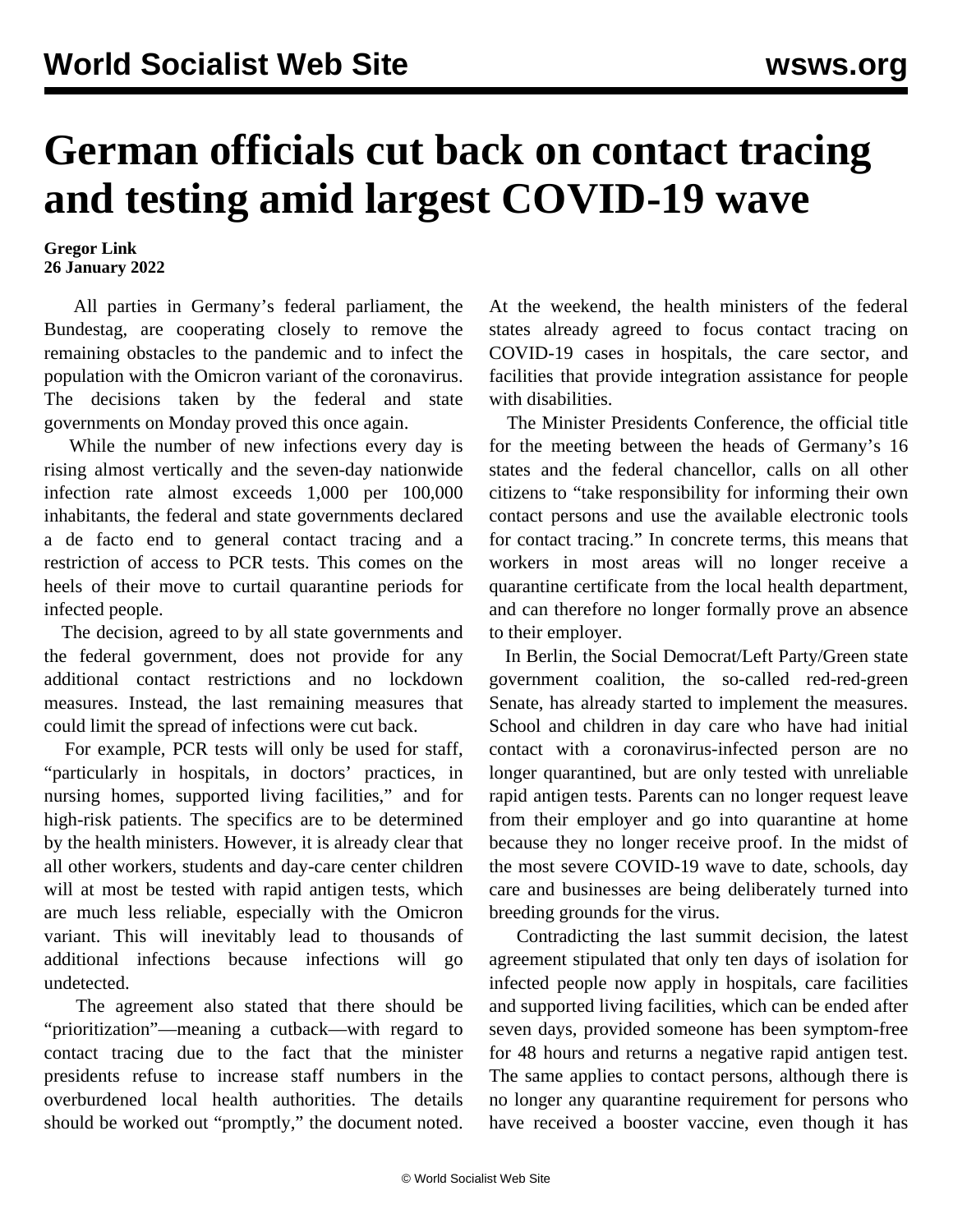# German officials cut back on contact tracing and testing amid largest COVID-19 wave

**Gregor Link**
**26 January 2022**

All parties in Germany's federal parliament, the Bundestag, are cooperating closely to remove the remaining obstacles to the pandemic and to infect the population with the Omicron variant of the coronavirus. The decisions taken by the federal and state governments on Monday proved this once again.

While the number of new infections every day is rising almost vertically and the seven-day nationwide infection rate almost exceeds 1,000 per 100,000 inhabitants, the federal and state governments declared a de facto end to general contact tracing and a restriction of access to PCR tests. This comes on the heels of their move to curtail quarantine periods for infected people.

The decision, agreed to by all state governments and the federal government, does not provide for any additional contact restrictions and no lockdown measures. Instead, the last remaining measures that could limit the spread of infections were cut back.

For example, PCR tests will only be used for staff, "particularly in hospitals, in doctors' practices, in nursing homes, supported living facilities," and for high-risk patients. The specifics are to be determined by the health ministers. However, it is already clear that all other workers, students and day-care center children will at most be tested with rapid antigen tests, which are much less reliable, especially with the Omicron variant. This will inevitably lead to thousands of additional infections because infections will go undetected.

The agreement also stated that there should be "prioritization"—meaning a cutback—with regard to contact tracing due to the fact that the minister presidents refuse to increase staff numbers in the overburdened local health authorities. The details should be worked out "promptly," the document noted. At the weekend, the health ministers of the federal states already agreed to focus contact tracing on COVID-19 cases in hospitals, the care sector, and facilities that provide integration assistance for people with disabilities.

The Minister Presidents Conference, the official title for the meeting between the heads of Germany's 16 states and the federal chancellor, calls on all other citizens to "take responsibility for informing their own contact persons and use the available electronic tools for contact tracing." In concrete terms, this means that workers in most areas will no longer receive a quarantine certificate from the local health department, and can therefore no longer formally prove an absence to their employer.

In Berlin, the Social Democrat/Left Party/Green state government coalition, the so-called red-red-green Senate, has already started to implement the measures. School and children in day care who have had initial contact with a coronavirus-infected person are no longer quarantined, but are only tested with unreliable rapid antigen tests. Parents can no longer request leave from their employer and go into quarantine at home because they no longer receive proof. In the midst of the most severe COVID-19 wave to date, schools, day care and businesses are being deliberately turned into breeding grounds for the virus.

Contradicting the last summit decision, the latest agreement stipulated that only ten days of isolation for infected people now apply in hospitals, care facilities and supported living facilities, which can be ended after seven days, provided someone has been symptom-free for 48 hours and returns a negative rapid antigen test. The same applies to contact persons, although there is no longer any quarantine requirement for persons who have received a booster vaccine, even though it has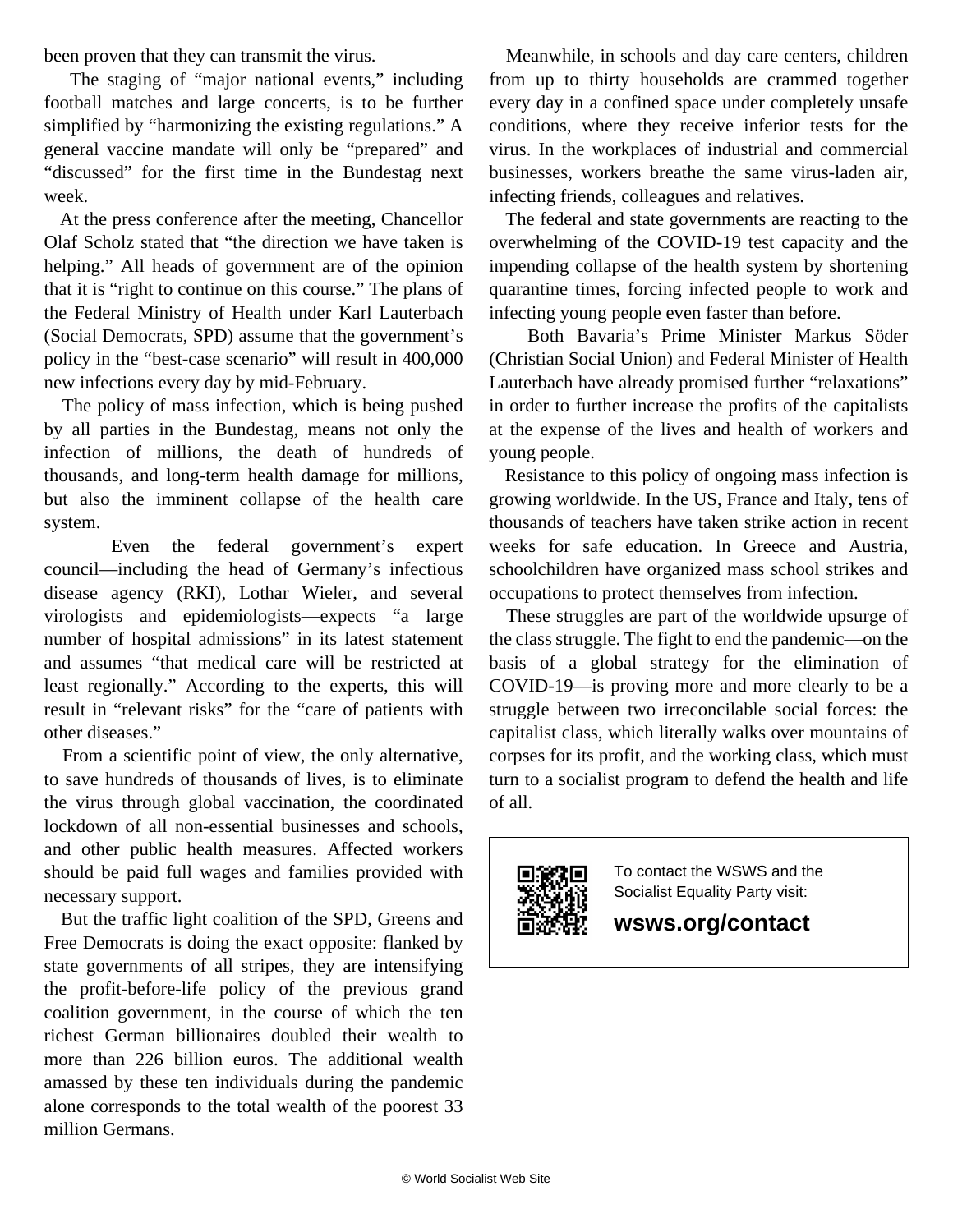been proven that they can transmit the virus.

The staging of "major national events," including football matches and large concerts, is to be further simplified by "harmonizing the existing regulations." A general vaccine mandate will only be "prepared" and "discussed" for the first time in the Bundestag next week.

At the press conference after the meeting, Chancellor Olaf Scholz stated that "the direction we have taken is helping." All heads of government are of the opinion that it is "right to continue on this course." The plans of the Federal Ministry of Health under Karl Lauterbach (Social Democrats, SPD) assume that the government's policy in the "best-case scenario" will result in 400,000 new infections every day by mid-February.

The policy of mass infection, which is being pushed by all parties in the Bundestag, means not only the infection of millions, the death of hundreds of thousands, and long-term health damage for millions, but also the imminent collapse of the health care system.

Even the federal government's expert council—including the head of Germany's infectious disease agency (RKI), Lothar Wieler, and several virologists and epidemiologists—expects "a large number of hospital admissions" in its latest statement and assumes "that medical care will be restricted at least regionally." According to the experts, this will result in "relevant risks" for the "care of patients with other diseases."

From a scientific point of view, the only alternative, to save hundreds of thousands of lives, is to eliminate the virus through global vaccination, the coordinated lockdown of all non-essential businesses and schools, and other public health measures. Affected workers should be paid full wages and families provided with necessary support.

But the traffic light coalition of the SPD, Greens and Free Democrats is doing the exact opposite: flanked by state governments of all stripes, they are intensifying the profit-before-life policy of the previous grand coalition government, in the course of which the ten richest German billionaires doubled their wealth to more than 226 billion euros. The additional wealth amassed by these ten individuals during the pandemic alone corresponds to the total wealth of the poorest 33 million Germans.

Meanwhile, in schools and day care centers, children from up to thirty households are crammed together every day in a confined space under completely unsafe conditions, where they receive inferior tests for the virus. In the workplaces of industrial and commercial businesses, workers breathe the same virus-laden air, infecting friends, colleagues and relatives.

The federal and state governments are reacting to the overwhelming of the COVID-19 test capacity and the impending collapse of the health system by shortening quarantine times, forcing infected people to work and infecting young people even faster than before.

Both Bavaria's Prime Minister Markus Söder (Christian Social Union) and Federal Minister of Health Lauterbach have already promised further "relaxations" in order to further increase the profits of the capitalists at the expense of the lives and health of workers and young people.

Resistance to this policy of ongoing mass infection is growing worldwide. In the US, France and Italy, tens of thousands of teachers have taken strike action in recent weeks for safe education. In Greece and Austria, schoolchildren have organized mass school strikes and occupations to protect themselves from infection.

These struggles are part of the worldwide upsurge of the class struggle. The fight to end the pandemic—on the basis of a global strategy for the elimination of COVID-19—is proving more and more clearly to be a struggle between two irreconcilable social forces: the capitalist class, which literally walks over mountains of corpses for its profit, and the working class, which must turn to a socialist program to defend the health and life of all.

To contact the WSWS and the Socialist Equality Party visit:

**wsws.org/contact**